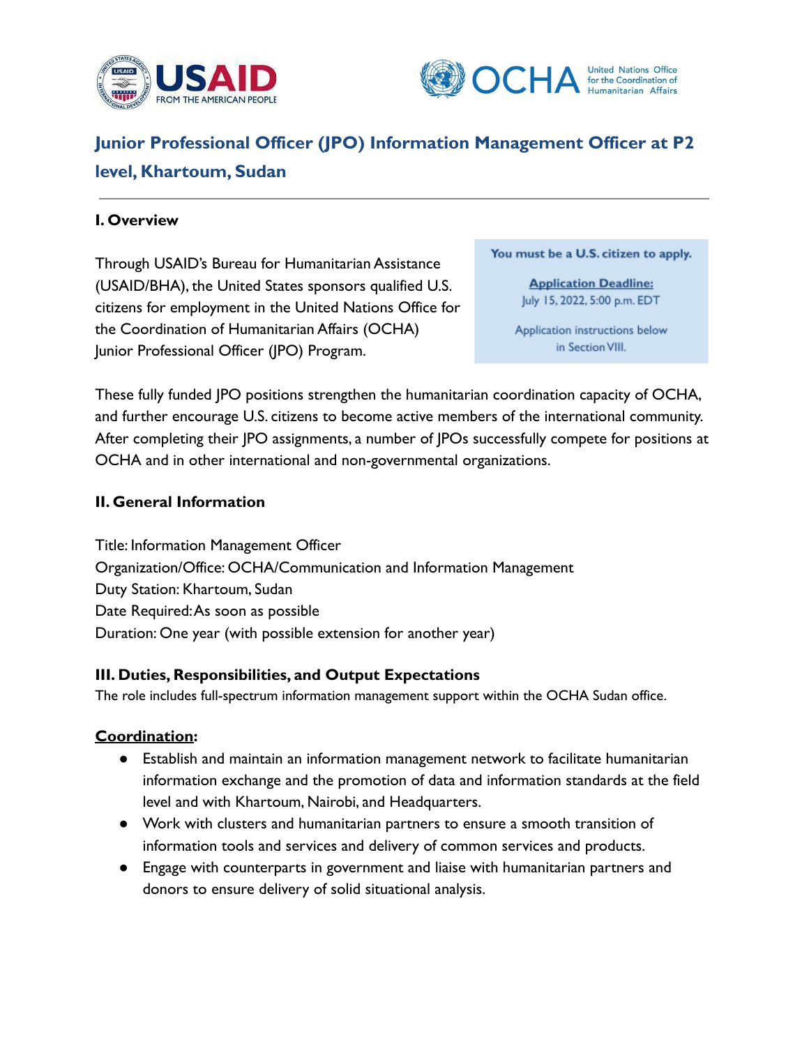# Junior Professional Officer (JPO) Information Management Officer at P2 level, Khartoum, Sudan

---

## I. Overview

Through USAID's Bureau for Humanitarian Assistance (USAID/BHA), the United States sponsors qualified U.S. citizens for employment in the United Nations Office for the Coordination of Humanitarian Affairs (OCHA) Junior Professional Officer (JPO) Program.

> **You must be a U.S. citizen to apply.**
>
> **Application Deadline:**
> July 15, 2022, 5:00 p.m. EDT
>
> Application instructions below in Section VIII.

These fully funded JPO positions strengthen the humanitarian coordination capacity of OCHA, and further encourage U.S. citizens to become active members of the international community. After completing their JPO assignments, a number of JPOs successfully compete for positions at OCHA and in other international and non-governmental organizations.

## II. General Information

Title: Information Management Officer
Organization/Office: OCHA/Communication and Information Management
Duty Station: Khartoum, Sudan
Date Required: As soon as possible
Duration: One year (with possible extension for another year)

## III. Duties, Responsibilities, and Output Expectations

The role includes full-spectrum information management support within the OCHA Sudan office.

**Coordination:**

- Establish and maintain an information management network to facilitate humanitarian information exchange and the promotion of data and information standards at the field level and with Khartoum, Nairobi, and Headquarters.
- Work with clusters and humanitarian partners to ensure a smooth transition of information tools and services and delivery of common services and products.
- Engage with counterparts in government and liaise with humanitarian partners and donors to ensure delivery of solid situational analysis.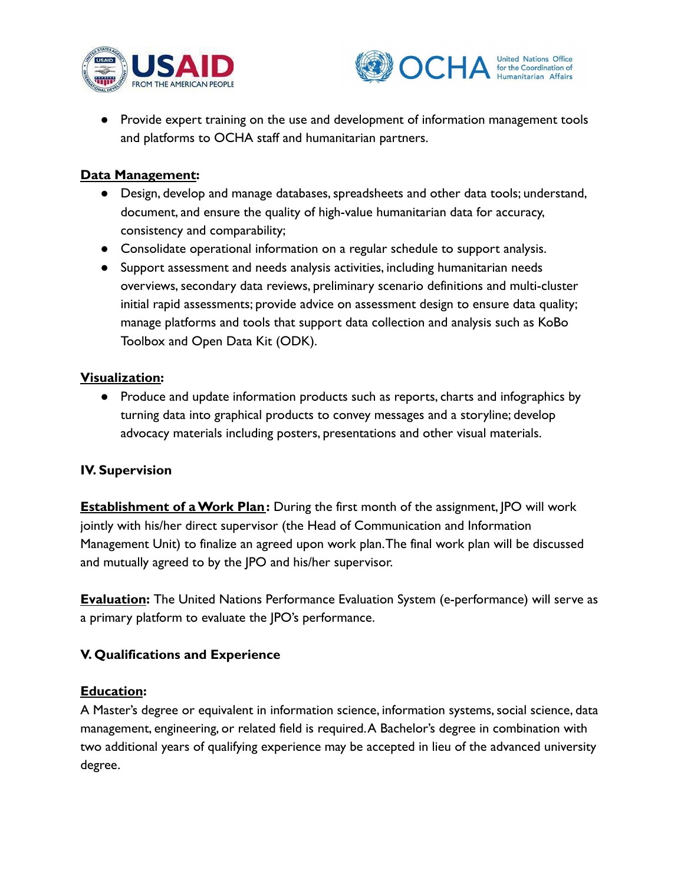- Provide expert training on the use and development of information management tools and platforms to OCHA staff and humanitarian partners.

**Data Management:**

- Design, develop and manage databases, spreadsheets and other data tools; understand, document, and ensure the quality of high-value humanitarian data for accuracy, consistency and comparability;
- Consolidate operational information on a regular schedule to support analysis.
- Support assessment and needs analysis activities, including humanitarian needs overviews, secondary data reviews, preliminary scenario definitions and multi-cluster initial rapid assessments; provide advice on assessment design to ensure data quality; manage platforms and tools that support data collection and analysis such as KoBo Toolbox and Open Data Kit (ODK).

**Visualization:**

- Produce and update information products such as reports, charts and infographics by turning data into graphical products to convey messages and a storyline; develop advocacy materials including posters, presentations and other visual materials.

## IV. Supervision

**Establishment of a Work Plan:** During the first month of the assignment, JPO will work jointly with his/her direct supervisor (the Head of Communication and Information Management Unit) to finalize an agreed upon work plan. The final work plan will be discussed and mutually agreed to by the JPO and his/her supervisor.

**Evaluation:** The United Nations Performance Evaluation System (e-performance) will serve as a primary platform to evaluate the JPO's performance.

## V. Qualifications and Experience

**Education:**

A Master's degree or equivalent in information science, information systems, social science, data management, engineering, or related field is required. A Bachelor's degree in combination with two additional years of qualifying experience may be accepted in lieu of the advanced university degree.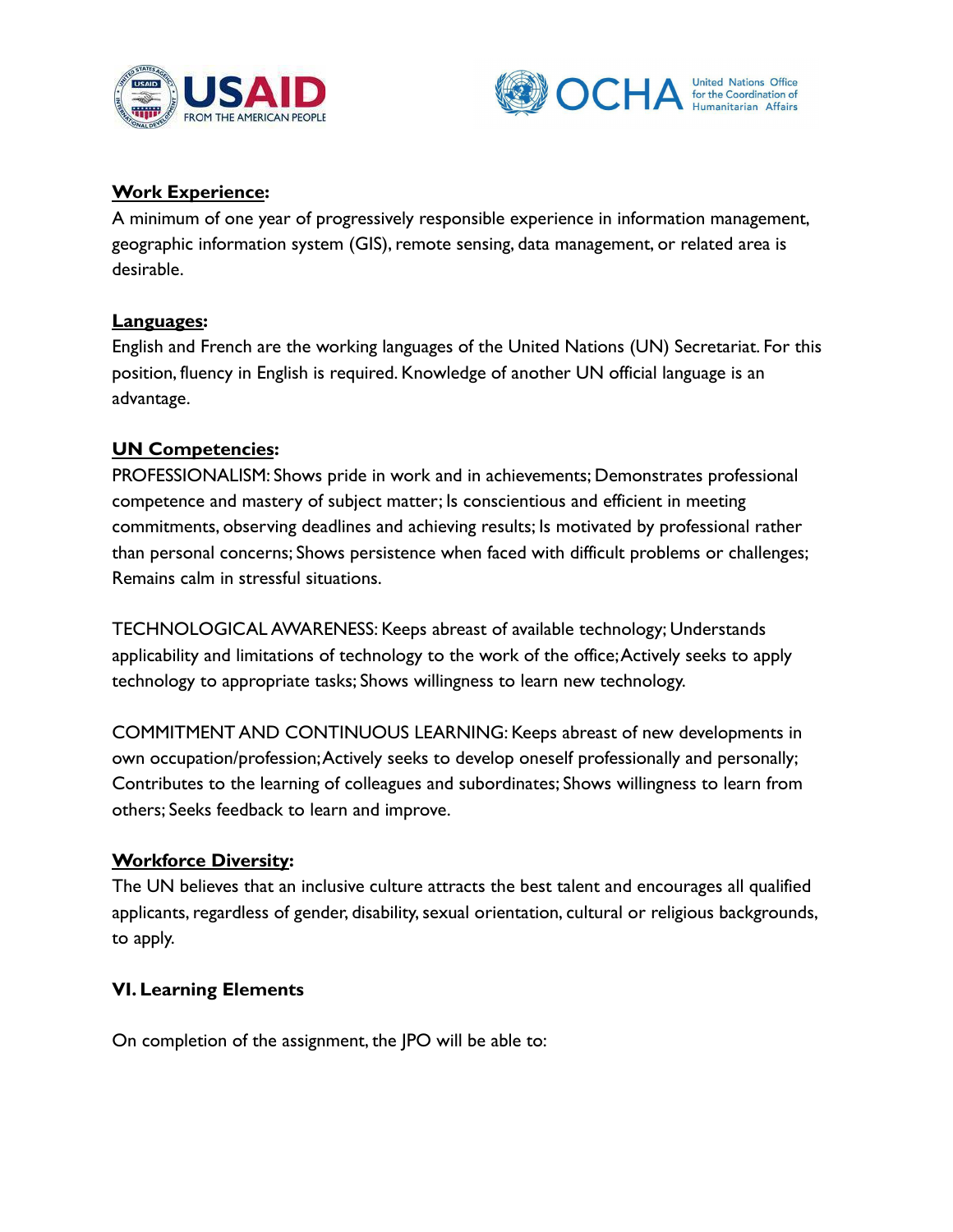**<u>Work Experience</u>:**

A minimum of one year of progressively responsible experience in information management, geographic information system (GIS), remote sensing, data management, or related area is desirable.

**<u>Languages</u>:**

English and French are the working languages of the United Nations (UN) Secretariat. For this position, fluency in English is required. Knowledge of another UN official language is an advantage.

**<u>UN Competencies</u>:**

PROFESSIONALISM: Shows pride in work and in achievements; Demonstrates professional competence and mastery of subject matter; Is conscientious and efficient in meeting commitments, observing deadlines and achieving results; Is motivated by professional rather than personal concerns; Shows persistence when faced with difficult problems or challenges; Remains calm in stressful situations.

TECHNOLOGICAL AWARENESS: Keeps abreast of available technology; Understands applicability and limitations of technology to the work of the office; Actively seeks to apply technology to appropriate tasks; Shows willingness to learn new technology.

COMMITMENT AND CONTINUOUS LEARNING: Keeps abreast of new developments in own occupation/profession; Actively seeks to develop oneself professionally and personally; Contributes to the learning of colleagues and subordinates; Shows willingness to learn from others; Seeks feedback to learn and improve.

**<u>Workforce Diversity</u>:**

The UN believes that an inclusive culture attracts the best talent and encourages all qualified applicants, regardless of gender, disability, sexual orientation, cultural or religious backgrounds, to apply.

### VI. Learning Elements

On completion of the assignment, the JPO will be able to: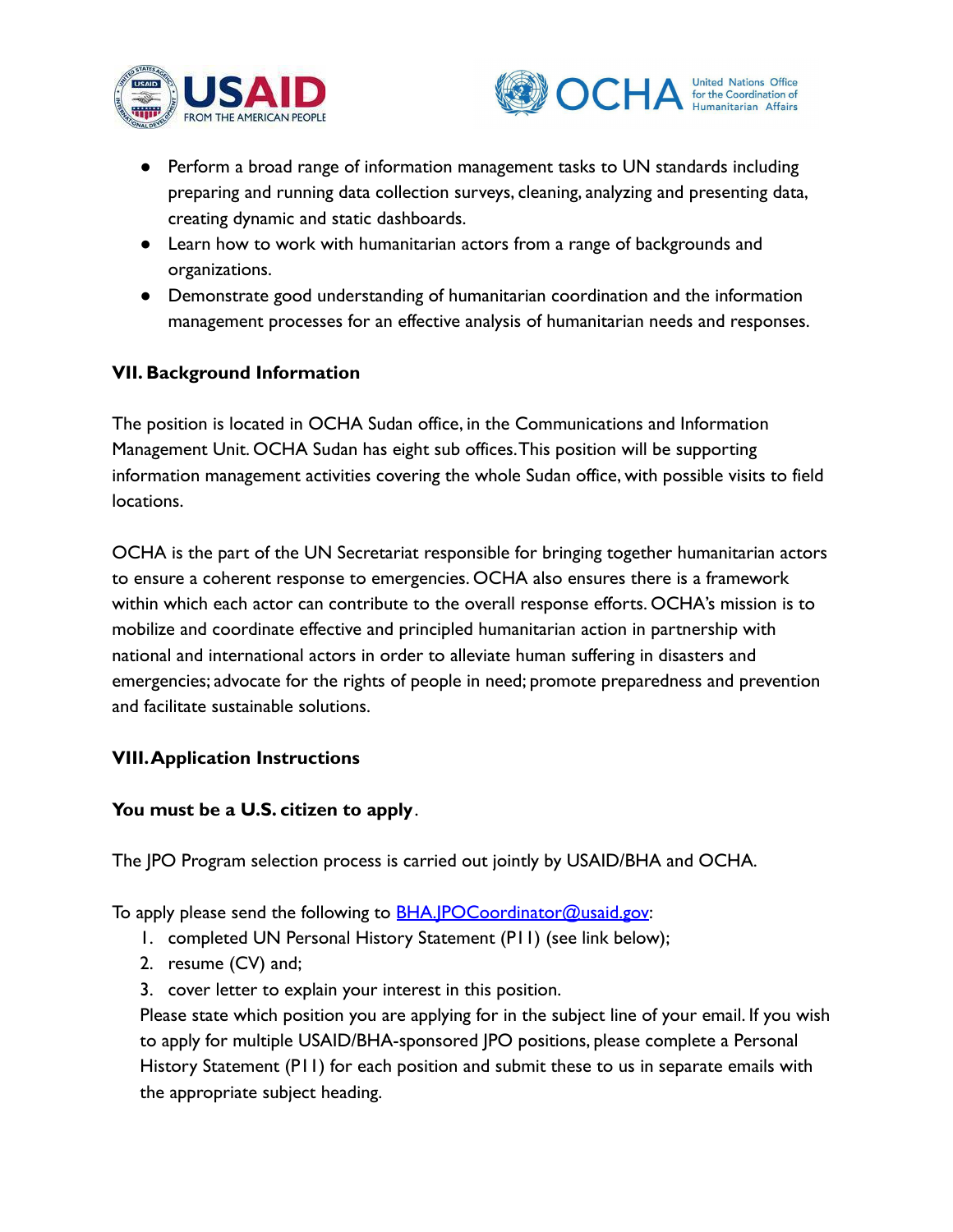- Perform a broad range of information management tasks to UN standards including preparing and running data collection surveys, cleaning, analyzing and presenting data, creating dynamic and static dashboards.
- Learn how to work with humanitarian actors from a range of backgrounds and organizations.
- Demonstrate good understanding of humanitarian coordination and the information management processes for an effective analysis of humanitarian needs and responses.

## VII. Background Information

The position is located in OCHA Sudan office, in the Communications and Information Management Unit. OCHA Sudan has eight sub offices. This position will be supporting information management activities covering the whole Sudan office, with possible visits to field locations.

OCHA is the part of the UN Secretariat responsible for bringing together humanitarian actors to ensure a coherent response to emergencies. OCHA also ensures there is a framework within which each actor can contribute to the overall response efforts. OCHA's mission is to mobilize and coordinate effective and principled humanitarian action in partnership with national and international actors in order to alleviate human suffering in disasters and emergencies; advocate for the rights of people in need; promote preparedness and prevention and facilitate sustainable solutions.

## VIII. Application Instructions

**You must be a U.S. citizen to apply**.

The JPO Program selection process is carried out jointly by USAID/BHA and OCHA.

To apply please send the following to [BHA.JPOCoordinator@usaid.gov](mailto:BHA.JPOCoordinator@usaid.gov):

1. completed UN Personal History Statement (P11) (see link below);
2. resume (CV) and;
3. cover letter to explain your interest in this position.

Please state which position you are applying for in the subject line of your email. If you wish to apply for multiple USAID/BHA-sponsored JPO positions, please complete a Personal History Statement (P11) for each position and submit these to us in separate emails with the appropriate subject heading.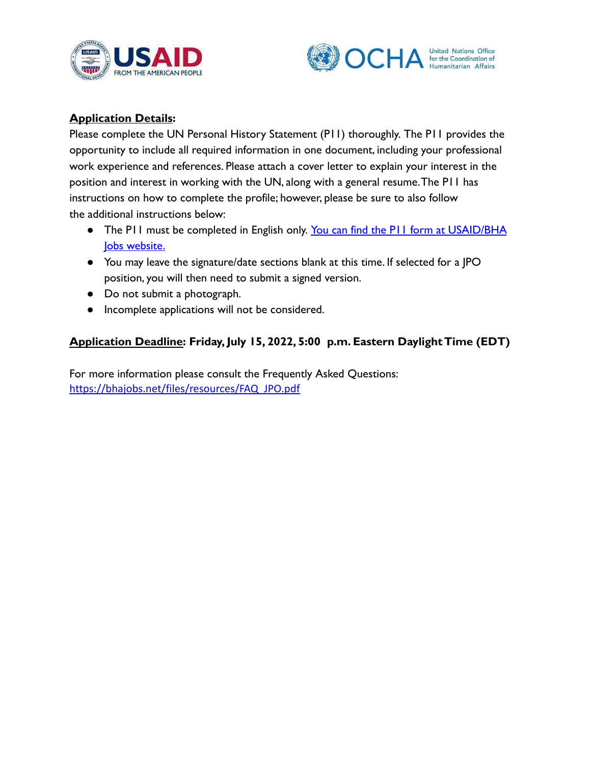**Application Details:**

Please complete the UN Personal History Statement (P11) thoroughly. The P11 provides the opportunity to include all required information in one document, including your professional work experience and references. Please attach a cover letter to explain your interest in the position and interest in working with the UN, along with a general resume. The P11 has instructions on how to complete the profile; however, please be sure to also follow the additional instructions below:

- The P11 must be completed in English only. You can find the P11 form at USAID/BHA Jobs website.
- You may leave the signature/date sections blank at this time. If selected for a JPO position, you will then need to submit a signed version.
- Do not submit a photograph.
- Incomplete applications will not be considered.

**Application Deadline: Friday, July 15, 2022, 5:00 p.m. Eastern Daylight Time (EDT)**

For more information please consult the Frequently Asked Questions:
https://bhajobs.net/files/resources/FAQ_JPO.pdf